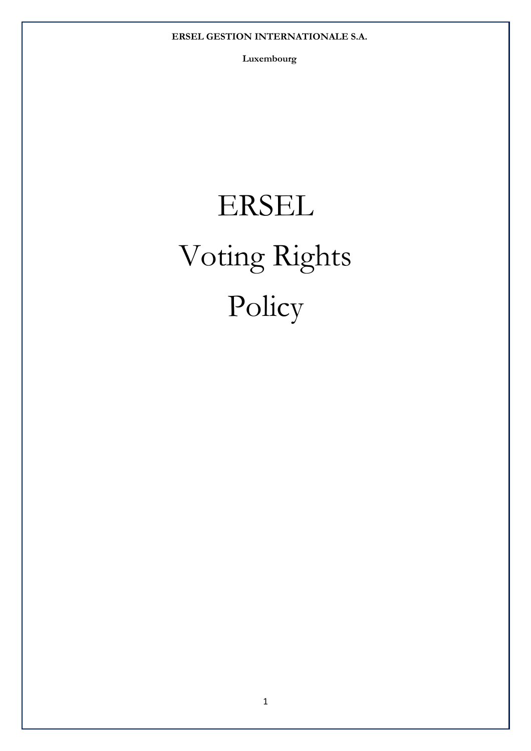**ERSEL GESTION INTERNATIONALE S.A.**

**Luxembourg**

# ERSEL Voting Rights Policy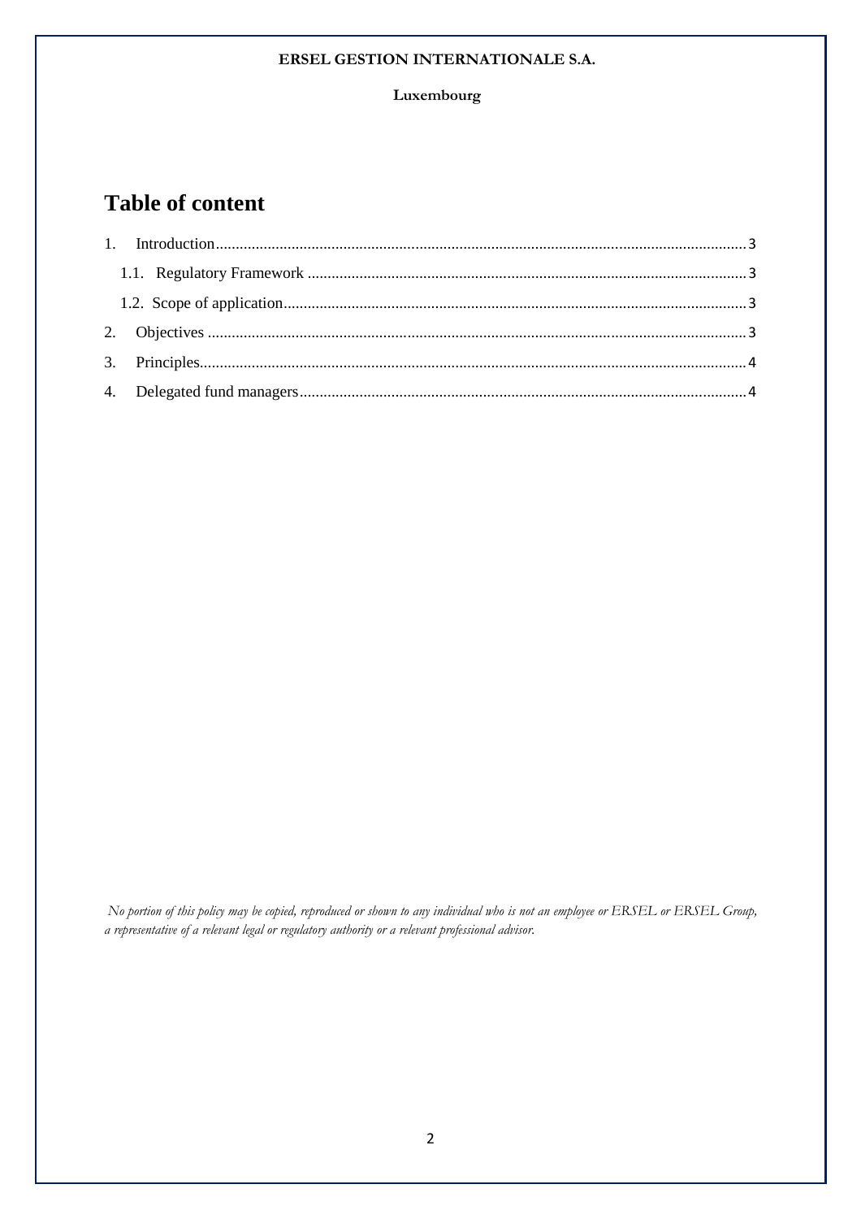# Table of content

1. Introduction .......... 3
   - 1.1. Regulatory Framework .......... 3
   - 1.2. Scope of application .......... 3
2. Objectives .......... 3
3. Principles .......... 4
4. Delegated fund managers .......... 4

*No portion of this policy may be copied, reproduced or shown to any individual who is not an employee or ERSEL or ERSEL Group, a representative of a relevant legal or regulatory authority or a relevant professional advisor.*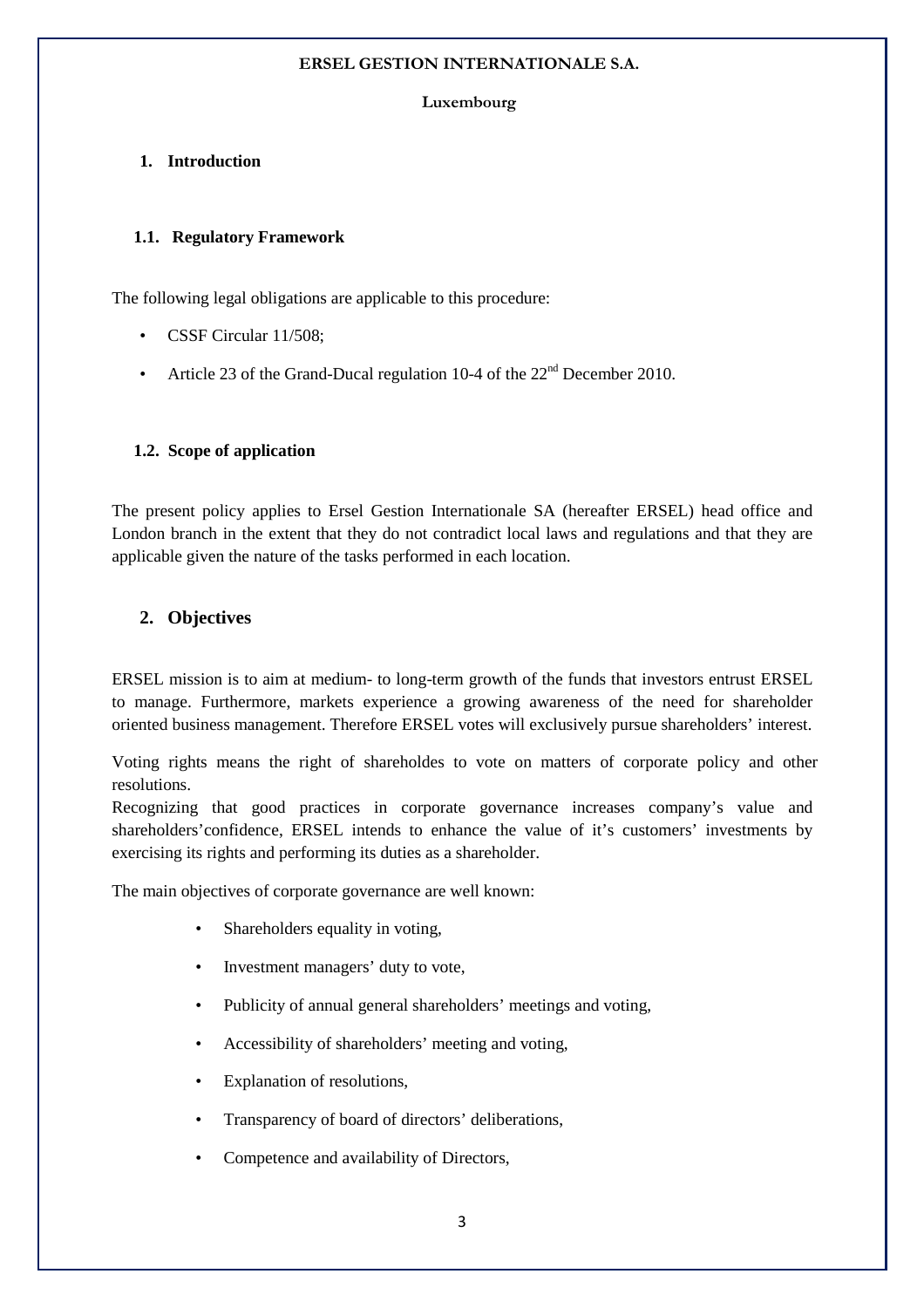**ERSEL GESTION INTERNATIONALE S.A.**

**Luxembourg**

## 1. Introduction

### 1.1. Regulatory Framework

The following legal obligations are applicable to this procedure:

- CSSF Circular 11/508;
- Article 23 of the Grand-Ducal regulation 10-4 of the 22nd December 2010.

### 1.2. Scope of application

The present policy applies to Ersel Gestion Internationale SA (hereafter ERSEL) head office and London branch in the extent that they do not contradict local laws and regulations and that they are applicable given the nature of the tasks performed in each location.

## 2. Objectives

ERSEL mission is to aim at medium- to long-term growth of the funds that investors entrust ERSEL to manage. Furthermore, markets experience a growing awareness of the need for shareholder oriented business management. Therefore ERSEL votes will exclusively pursue shareholders' interest.

Voting rights means the right of shareholdes to vote on matters of corporate policy and other resolutions.
Recognizing that good practices in corporate governance increases company's value and shareholders'confidence, ERSEL intends to enhance the value of it's customers' investments by exercising its rights and performing its duties as a shareholder.

The main objectives of corporate governance are well known:

- Shareholders equality in voting,
- Investment managers' duty to vote,
- Publicity of annual general shareholders' meetings and voting,
- Accessibility of shareholders' meeting and voting,
- Explanation of resolutions,
- Transparency of board of directors' deliberations,
- Competence and availability of Directors,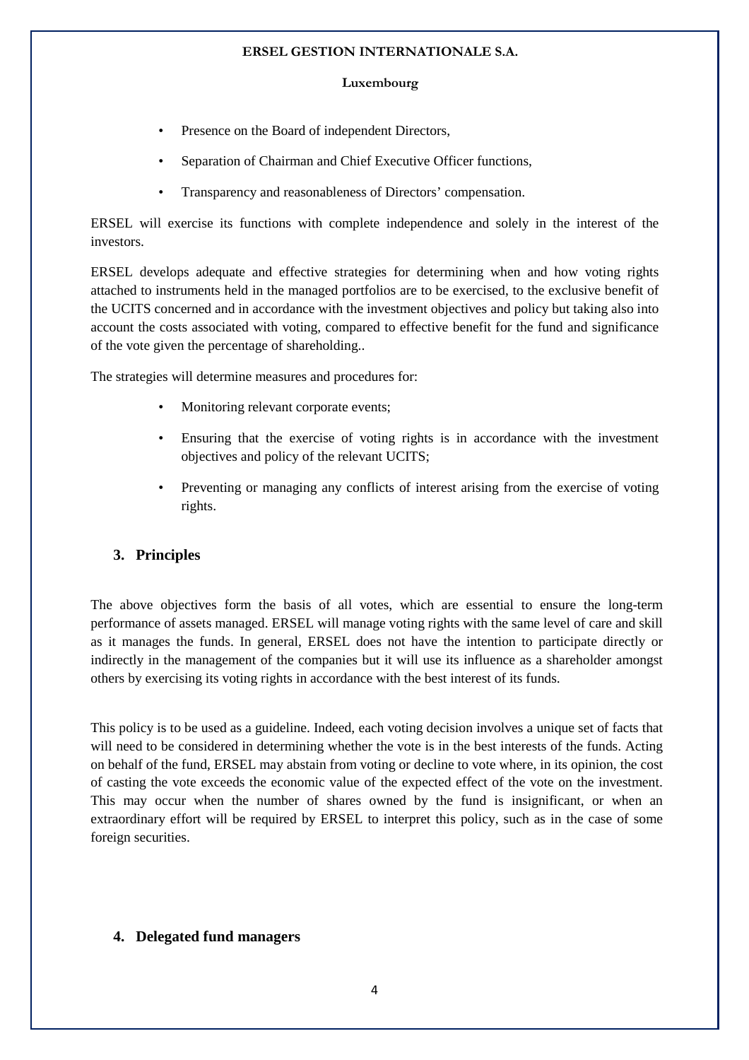- Presence on the Board of independent Directors,
- Separation of Chairman and Chief Executive Officer functions,
- Transparency and reasonableness of Directors' compensation.

ERSEL will exercise its functions with complete independence and solely in the interest of the investors.

ERSEL develops adequate and effective strategies for determining when and how voting rights attached to instruments held in the managed portfolios are to be exercised, to the exclusive benefit of the UCITS concerned and in accordance with the investment objectives and policy but taking also into account the costs associated with voting, compared to effective benefit for the fund and significance of the vote given the percentage of shareholding..

The strategies will determine measures and procedures for:

- Monitoring relevant corporate events;
- Ensuring that the exercise of voting rights is in accordance with the investment objectives and policy of the relevant UCITS;
- Preventing or managing any conflicts of interest arising from the exercise of voting rights.

## 3. Principles

The above objectives form the basis of all votes, which are essential to ensure the long-term performance of assets managed. ERSEL will manage voting rights with the same level of care and skill as it manages the funds. In general, ERSEL does not have the intention to participate directly or indirectly in the management of the companies but it will use its influence as a shareholder amongst others by exercising its voting rights in accordance with the best interest of its funds.

This policy is to be used as a guideline. Indeed, each voting decision involves a unique set of facts that will need to be considered in determining whether the vote is in the best interests of the funds. Acting on behalf of the fund, ERSEL may abstain from voting or decline to vote where, in its opinion, the cost of casting the vote exceeds the economic value of the expected effect of the vote on the investment. This may occur when the number of shares owned by the fund is insignificant, or when an extraordinary effort will be required by ERSEL to interpret this policy, such as in the case of some foreign securities.

## 4. Delegated fund managers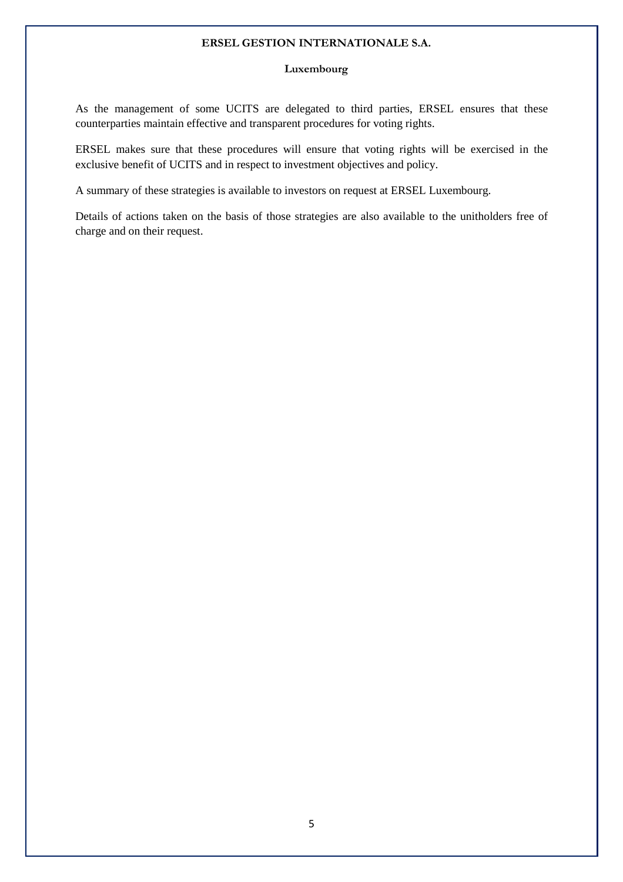**ERSEL GESTION INTERNATIONALE S.A.**

**Luxembourg**

As the management of some UCITS are delegated to third parties, ERSEL ensures that these counterparties maintain effective and transparent procedures for voting rights.

ERSEL makes sure that these procedures will ensure that voting rights will be exercised in the exclusive benefit of UCITS and in respect to investment objectives and policy.

A summary of these strategies is available to investors on request at ERSEL Luxembourg.

Details of actions taken on the basis of those strategies are also available to the unitholders free of charge and on their request.